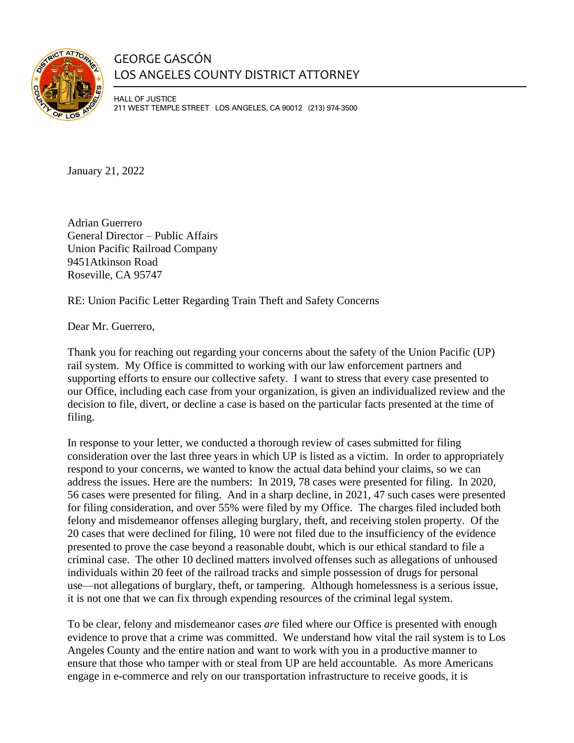# GEORGE GASCÓN
## LOS ANGELES COUNTY DISTRICT ATTORNEY

HALL OF JUSTICE
211 WEST TEMPLE STREET LOS ANGELES, CA 90012 (213) 974-3500

January 21, 2022

Adrian Guerrero
General Director – Public Affairs
Union Pacific Railroad Company
9451Atkinson Road
Roseville, CA 95747

RE: Union Pacific Letter Regarding Train Theft and Safety Concerns

Dear Mr. Guerrero,

Thank you for reaching out regarding your concerns about the safety of the Union Pacific (UP) rail system. My Office is committed to working with our law enforcement partners and supporting efforts to ensure our collective safety. I want to stress that every case presented to our Office, including each case from your organization, is given an individualized review and the decision to file, divert, or decline a case is based on the particular facts presented at the time of filing.

In response to your letter, we conducted a thorough review of cases submitted for filing consideration over the last three years in which UP is listed as a victim. In order to appropriately respond to your concerns, we wanted to know the actual data behind your claims, so we can address the issues. Here are the numbers: In 2019, 78 cases were presented for filing. In 2020, 56 cases were presented for filing. And in a sharp decline, in 2021, 47 such cases were presented for filing consideration, and over 55% were filed by my Office. The charges filed included both felony and misdemeanor offenses alleging burglary, theft, and receiving stolen property. Of the 20 cases that were declined for filing, 10 were not filed due to the insufficiency of the evidence presented to prove the case beyond a reasonable doubt, which is our ethical standard to file a criminal case. The other 10 declined matters involved offenses such as allegations of unhoused individuals within 20 feet of the railroad tracks and simple possession of drugs for personal use—not allegations of burglary, theft, or tampering. Although homelessness is a serious issue, it is not one that we can fix through expending resources of the criminal legal system.

To be clear, felony and misdemeanor cases *are* filed where our Office is presented with enough evidence to prove that a crime was committed. We understand how vital the rail system is to Los Angeles County and the entire nation and want to work with you in a productive manner to ensure that those who tamper with or steal from UP are held accountable. As more Americans engage in e-commerce and rely on our transportation infrastructure to receive goods, it is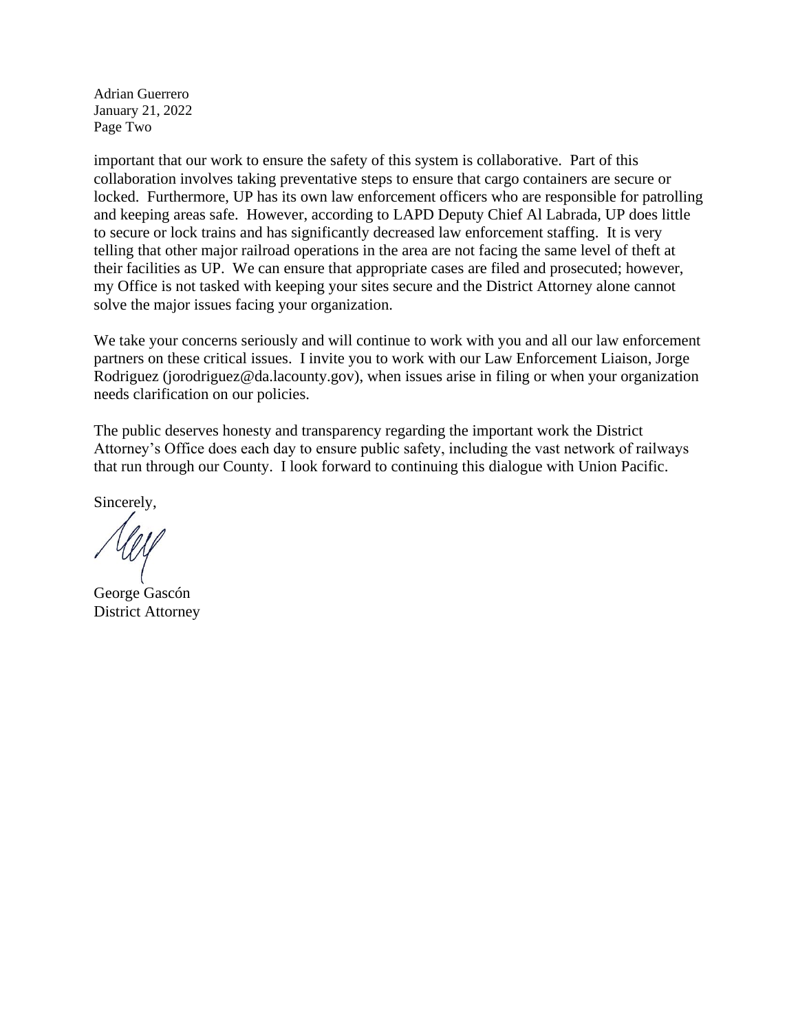important that our work to ensure the safety of this system is collaborative. Part of this collaboration involves taking preventative steps to ensure that cargo containers are secure or locked. Furthermore, UP has its own law enforcement officers who are responsible for patrolling and keeping areas safe. However, according to LAPD Deputy Chief Al Labrada, UP does little to secure or lock trains and has significantly decreased law enforcement staffing. It is very telling that other major railroad operations in the area are not facing the same level of theft at their facilities as UP. We can ensure that appropriate cases are filed and prosecuted; however, my Office is not tasked with keeping your sites secure and the District Attorney alone cannot solve the major issues facing your organization.

We take your concerns seriously and will continue to work with you and all our law enforcement partners on these critical issues. I invite you to work with our Law Enforcement Liaison, Jorge Rodriguez (jorodriguez@da.lacounty.gov), when issues arise in filing or when your organization needs clarification on our policies.

The public deserves honesty and transparency regarding the important work the District Attorney's Office does each day to ensure public safety, including the vast network of railways that run through our County. I look forward to continuing this dialogue with Union Pacific.

Sincerely,

George Gascón
District Attorney